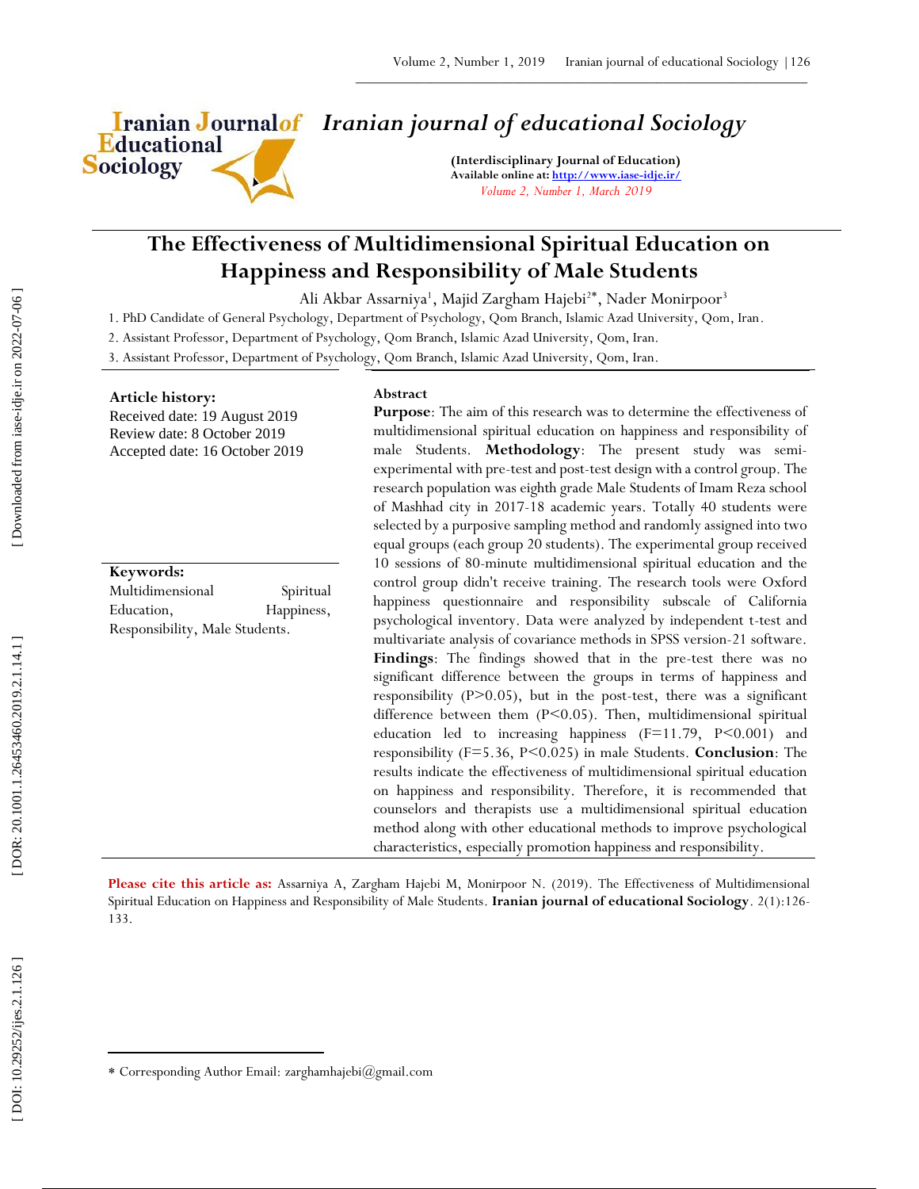# Iranian journal of educational Sociology

**(Interdisciplinary Journal of Education)**
**Available online at: http://www.iase-idje.ir/**
*Volume 2, Number 1, March 2019*

# The Effectiveness of Multidimensional Spiritual Education on Happiness and Responsibility of Male Students

Ali Akbar Assarniya[1], Majid Zargham Hajebi[2*], Nader Monirpoor[3]

1. PhD Candidate of General Psychology, Department of Psychology, Qom Branch, Islamic Azad University, Qom, Iran.
2. Assistant Professor, Department of Psychology, Qom Branch, Islamic Azad University, Qom, Iran.
3. Assistant Professor, Department of Psychology, Qom Branch, Islamic Azad University, Qom, Iran.

**Article history:**
Received date: 19 August 2019
Review date: 8 October 2019
Accepted date: 16 October 2019

**Keywords:**
Multidimensional Spiritual Education, Happiness, Responsibility, Male Students.

**Abstract**

**Purpose**: The aim of this research was to determine the effectiveness of multidimensional spiritual education on happiness and responsibility of male Students. **Methodology**: The present study was semi-experimental with pre-test and post-test design with a control group. The research population was eighth grade Male Students of Imam Reza school of Mashhad city in 2017-18 academic years. Totally 40 students were selected by a purposive sampling method and randomly assigned into two equal groups (each group 20 students). The experimental group received 10 sessions of 80-minute multidimensional spiritual education and the control group didn't receive training. The research tools were Oxford happiness questionnaire and responsibility subscale of California psychological inventory. Data were analyzed by independent t-test and multivariate analysis of covariance methods in SPSS version-21 software. **Findings**: The findings showed that in the pre-test there was no significant difference between the groups in terms of happiness and responsibility ($P>0.05$), but in the post-test, there was a significant difference between them ($P<0.05$). Then, multidimensional spiritual education led to increasing happiness ($F=11.79$, $P<0.001$) and responsibility ($F=5.36$, $P<0.025$) in male Students. **Conclusion**: The results indicate the effectiveness of multidimensional spiritual education on happiness and responsibility. Therefore, it is recommended that counselors and therapists use a multidimensional spiritual education method along with other educational methods to improve psychological characteristics, especially promotion happiness and responsibility.

**Please cite this article as:** Assarniya A, Zargham Hajebi M, Monirpoor N. (2019). The Effectiveness of Multidimensional Spiritual Education on Happiness and Responsibility of Male Students. **Iranian journal of educational Sociology**. 2(1):126-133.

[*] Corresponding Author Email: zarghamhajebi@gmail.com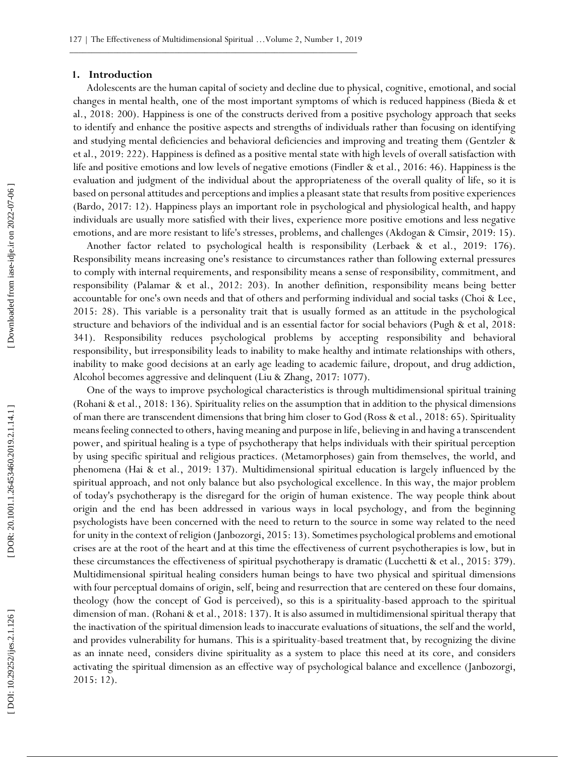## 1. Introduction

Adolescents are the human capital of society and decline due to physical, cognitive, emotional, and social changes in mental health, one of the most important symptoms of which is reduced happiness (Bieda & et al., 2018: 200). Happiness is one of the constructs derived from a positive psychology approach that seeks to identify and enhance the positive aspects and strengths of individuals rather than focusing on identifying and studying mental deficiencies and behavioral deficiencies and improving and treating them (Gentzler & et al., 2019: 222). Happiness is defined as a positive mental state with high levels of overall satisfaction with life and positive emotions and low levels of negative emotions (Findler & et al., 2016: 46). Happiness is the evaluation and judgment of the individual about the appropriateness of the overall quality of life, so it is based on personal attitudes and perceptions and implies a pleasant state that results from positive experiences (Bardo, 2017: 12). Happiness plays an important role in psychological and physiological health, and happy individuals are usually more satisfied with their lives, experience more positive emotions and less negative emotions, and are more resistant to life's stresses, problems, and challenges (Akdogan & Cimsir, 2019: 15).

Another factor related to psychological health is responsibility (Lerbaek & et al., 2019: 176). Responsibility means increasing one's resistance to circumstances rather than following external pressures to comply with internal requirements, and responsibility means a sense of responsibility, commitment, and responsibility (Palamar & et al., 2012: 203). In another definition, responsibility means being better accountable for one's own needs and that of others and performing individual and social tasks (Choi & Lee, 2015: 28). This variable is a personality trait that is usually formed as an attitude in the psychological structure and behaviors of the individual and is an essential factor for social behaviors (Pugh & et al, 2018: 341). Responsibility reduces psychological problems by accepting responsibility and behavioral responsibility, but irresponsibility leads to inability to make healthy and intimate relationships with others, inability to make good decisions at an early age leading to academic failure, dropout, and drug addiction, Alcohol becomes aggressive and delinquent (Liu & Zhang, 2017: 1077).

One of the ways to improve psychological characteristics is through multidimensional spiritual training (Rohani & et al., 2018: 136). Spirituality relies on the assumption that in addition to the physical dimensions of man there are transcendent dimensions that bring him closer to God (Ross & et al., 2018: 65). Spirituality means feeling connected to others, having meaning and purpose in life, believing in and having a transcendent power, and spiritual healing is a type of psychotherapy that helps individuals with their spiritual perception by using specific spiritual and religious practices. (Metamorphoses) gain from themselves, the world, and phenomena (Hai & et al., 2019: 137). Multidimensional spiritual education is largely influenced by the spiritual approach, and not only balance but also psychological excellence. In this way, the major problem of today's psychotherapy is the disregard for the origin of human existence. The way people think about origin and the end has been addressed in various ways in local psychology, and from the beginning psychologists have been concerned with the need to return to the source in some way related to the need for unity in the context of religion (Janbozorgi, 2015: 13). Sometimes psychological problems and emotional crises are at the root of the heart and at this time the effectiveness of current psychotherapies is low, but in these circumstances the effectiveness of spiritual psychotherapy is dramatic (Lucchetti & et al., 2015: 379). Multidimensional spiritual healing considers human beings to have two physical and spiritual dimensions with four perceptual domains of origin, self, being and resurrection that are centered on these four domains, theology (how the concept of God is perceived), so this is a spirituality-based approach to the spiritual dimension of man. (Rohani & et al., 2018: 137). It is also assumed in multidimensional spiritual therapy that the inactivation of the spiritual dimension leads to inaccurate evaluations of situations, the self and the world, and provides vulnerability for humans. This is a spirituality-based treatment that, by recognizing the divine as an innate need, considers divine spirituality as a system to place this need at its core, and considers activating the spiritual dimension as an effective way of psychological balance and excellence (Janbozorgi, 2015: 12).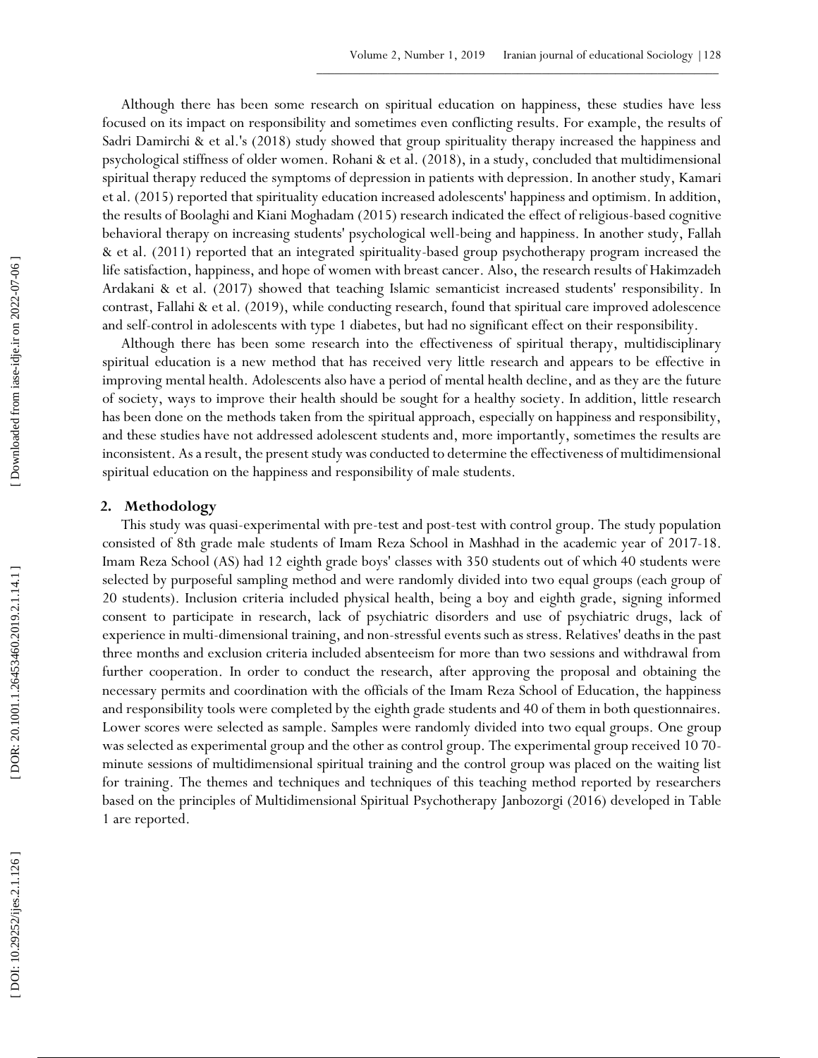Although there has been some research on spiritual education on happiness, these studies have less focused on its impact on responsibility and sometimes even conflicting results. For example, the results of Sadri Damirchi & et al.'s (2018) study showed that group spirituality therapy increased the happiness and psychological stiffness of older women. Rohani & et al. (2018), in a study, concluded that multidimensional spiritual therapy reduced the symptoms of depression in patients with depression. In another study, Kamari et al. (2015) reported that spirituality education increased adolescents' happiness and optimism. In addition, the results of Boolaghi and Kiani Moghadam (2015) research indicated the effect of religious-based cognitive behavioral therapy on increasing students' psychological well-being and happiness. In another study, Fallah & et al. (2011) reported that an integrated spirituality-based group psychotherapy program increased the life satisfaction, happiness, and hope of women with breast cancer. Also, the research results of Hakimzadeh Ardakani & et al. (2017) showed that teaching Islamic semanticist increased students' responsibility. In contrast, Fallahi & et al. (2019), while conducting research, found that spiritual care improved adolescence and self-control in adolescents with type 1 diabetes, but had no significant effect on their responsibility.

Although there has been some research into the effectiveness of spiritual therapy, multidisciplinary spiritual education is a new method that has received very little research and appears to be effective in improving mental health. Adolescents also have a period of mental health decline, and as they are the future of society, ways to improve their health should be sought for a healthy society. In addition, little research has been done on the methods taken from the spiritual approach, especially on happiness and responsibility, and these studies have not addressed adolescent students and, more importantly, sometimes the results are inconsistent. As a result, the present study was conducted to determine the effectiveness of multidimensional spiritual education on the happiness and responsibility of male students.

## 2. Methodology

This study was quasi-experimental with pre-test and post-test with control group. The study population consisted of 8th grade male students of Imam Reza School in Mashhad in the academic year of 2017-18. Imam Reza School (AS) had 12 eighth grade boys' classes with 350 students out of which 40 students were selected by purposeful sampling method and were randomly divided into two equal groups (each group of 20 students). Inclusion criteria included physical health, being a boy and eighth grade, signing informed consent to participate in research, lack of psychiatric disorders and use of psychiatric drugs, lack of experience in multi-dimensional training, and non-stressful events such as stress. Relatives' deaths in the past three months and exclusion criteria included absenteeism for more than two sessions and withdrawal from further cooperation. In order to conduct the research, after approving the proposal and obtaining the necessary permits and coordination with the officials of the Imam Reza School of Education, the happiness and responsibility tools were completed by the eighth grade students and 40 of them in both questionnaires. Lower scores were selected as sample. Samples were randomly divided into two equal groups. One group was selected as experimental group and the other as control group. The experimental group received 10 70-minute sessions of multidimensional spiritual training and the control group was placed on the waiting list for training. The themes and techniques and techniques of this teaching method reported by researchers based on the principles of Multidimensional Spiritual Psychotherapy Janbozorgi (2016) developed in Table 1 are reported.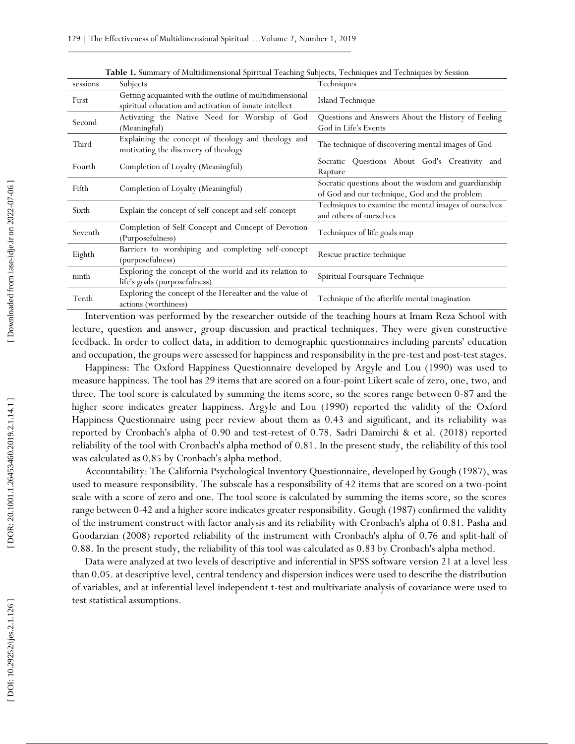**Table 1.** Summary of Multidimensional Spiritual Teaching Subjects, Techniques and Techniques by Session

| sessions | Subjects | Techniques |
|---|---|---|
| First | Getting acquainted with the outline of multidimensional spiritual education and activation of innate intellect | Island Technique |
| Second | Activating the Native Need for Worship of God (Meaningful) | Questions and Answers About the History of Feeling God in Life's Events |
| Third | Explaining the concept of theology and theology and motivating the discovery of theology | The technique of discovering mental images of God |
| Fourth | Completion of Loyalty (Meaningful) | Socratic Questions About God's Creativity and Rapture |
| Fifth | Completion of Loyalty (Meaningful) | Socratic questions about the wisdom and guardianship of God and our technique, God and the problem |
| Sixth | Explain the concept of self-concept and self-concept | Techniques to examine the mental images of ourselves and others of ourselves |
| Seventh | Completion of Self-Concept and Concept of Devotion (Purposefulness) | Techniques of life goals map |
| Eighth | Barriers to worshiping and completing self-concept (purposefulness) | Rescue practice technique |
| ninth | Exploring the concept of the world and its relation to life's goals (purposefulness) | Spiritual Foursquare Technique |
| Tenth | Exploring the concept of the Hereafter and the value of actions (worthiness) | Technique of the afterlife mental imagination |

Intervention was performed by the researcher outside of the teaching hours at Imam Reza School with lecture, question and answer, group discussion and practical techniques. They were given constructive feedback. In order to collect data, in addition to demographic questionnaires including parents' education and occupation, the groups were assessed for happiness and responsibility in the pre-test and post-test stages.

Happiness: The Oxford Happiness Questionnaire developed by Argyle and Lou (1990) was used to measure happiness. The tool has 29 items that are scored on a four-point Likert scale of zero, one, two, and three. The tool score is calculated by summing the items score, so the scores range between 0-87 and the higher score indicates greater happiness. Argyle and Lou (1990) reported the validity of the Oxford Happiness Questionnaire using peer review about them as 0.43 and significant, and its reliability was reported by Cronbach's alpha of 0.90 and test-retest of 0.78. Sadri Damirchi & et al. (2018) reported reliability of the tool with Cronbach's alpha method of 0.81. In the present study, the reliability of this tool was calculated as 0.85 by Cronbach's alpha method.

Accountability: The California Psychological Inventory Questionnaire, developed by Gough (1987), was used to measure responsibility. The subscale has a responsibility of 42 items that are scored on a two-point scale with a score of zero and one. The tool score is calculated by summing the items score, so the scores range between 0-42 and a higher score indicates greater responsibility. Gough (1987) confirmed the validity of the instrument construct with factor analysis and its reliability with Cronbach's alpha of 0.81. Pasha and Goodarzian (2008) reported reliability of the instrument with Cronbach's alpha of 0.76 and split-half of 0.88. In the present study, the reliability of this tool was calculated as 0.83 by Cronbach's alpha method.

Data were analyzed at two levels of descriptive and inferential in SPSS software version 21 at a level less than 0.05. at descriptive level, central tendency and dispersion indices were used to describe the distribution of variables, and at inferential level independent t-test and multivariate analysis of covariance were used to test statistical assumptions.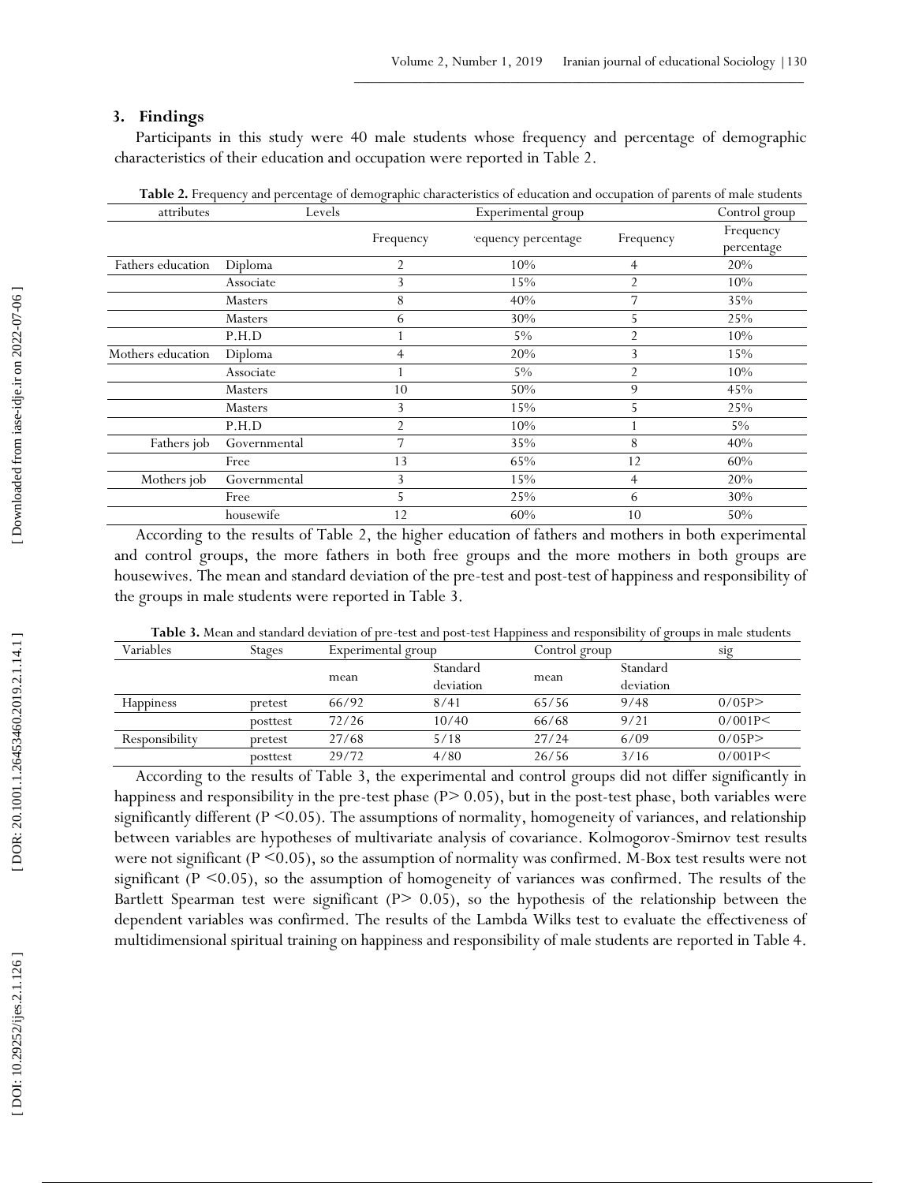## 3. Findings

Participants in this study were 40 male students whose frequency and percentage of demographic characteristics of their education and occupation were reported in Table 2.

**Table 2.** Frequency and percentage of demographic characteristics of education and occupation of parents of male students

| attributes | Levels | Experimental group | | Control group | |
|---|---|---|---|---|---|
| | | Frequency | ·equency percentage | Frequency | Frequency percentage |
| Fathers education | Diploma | 2 | 10% | 4 | 20% |
| | Associate | 3 | 15% | 2 | 10% |
| | Masters | 8 | 40% | 7 | 35% |
| | Masters | 6 | 30% | 5 | 25% |
| | P.H.D | 1 | 5% | 2 | 10% |
| Mothers education | Diploma | 4 | 20% | 3 | 15% |
| | Associate | 1 | 5% | 2 | 10% |
| | Masters | 10 | 50% | 9 | 45% |
| | Masters | 3 | 15% | 5 | 25% |
| | P.H.D | 2 | 10% | 1 | 5% |
| Fathers job | Governmental | 7 | 35% | 8 | 40% |
| | Free | 13 | 65% | 12 | 60% |
| Mothers job | Governmental | 3 | 15% | 4 | 20% |
| | Free | 5 | 25% | 6 | 30% |
| | housewife | 12 | 60% | 10 | 50% |

According to the results of Table 2, the higher education of fathers and mothers in both experimental and control groups, the more fathers in both free groups and the more mothers in both groups are housewives. The mean and standard deviation of the pre-test and post-test of happiness and responsibility of the groups in male students were reported in Table 3.

**Table 3.** Mean and standard deviation of pre-test and post-test Happiness and responsibility of groups in male students

| Variables | Stages | Experimental group | | Control group | | sig |
|---|---|---|---|---|---|---|
| | | mean | Standard deviation | mean | Standard deviation | |
| Happiness | pretest | 66/92 | 8/41 | 65/56 | 9/48 | 0/05P> |
| | posttest | 72/26 | 10/40 | 66/68 | 9/21 | 0/001P< |
| Responsibility | pretest | 27/68 | 5/18 | 27/24 | 6/09 | 0/05P> |
| | posttest | 29/72 | 4/80 | 26/56 | 3/16 | 0/001P< |

According to the results of Table 3, the experimental and control groups did not differ significantly in happiness and responsibility in the pre-test phase ($P > 0.05$), but in the post-test phase, both variables were significantly different ($P < 0.05$). The assumptions of normality, homogeneity of variances, and relationship between variables are hypotheses of multivariate analysis of covariance. Kolmogorov-Smirnov test results were not significant ($P < 0.05$), so the assumption of normality was confirmed. M-Box test results were not significant ($P < 0.05$), so the assumption of homogeneity of variances was confirmed. The results of the Bartlett Spearman test were significant ($P > 0.05$), so the hypothesis of the relationship between the dependent variables was confirmed. The results of the Lambda Wilks test to evaluate the effectiveness of multidimensional spiritual training on happiness and responsibility of male students are reported in Table 4.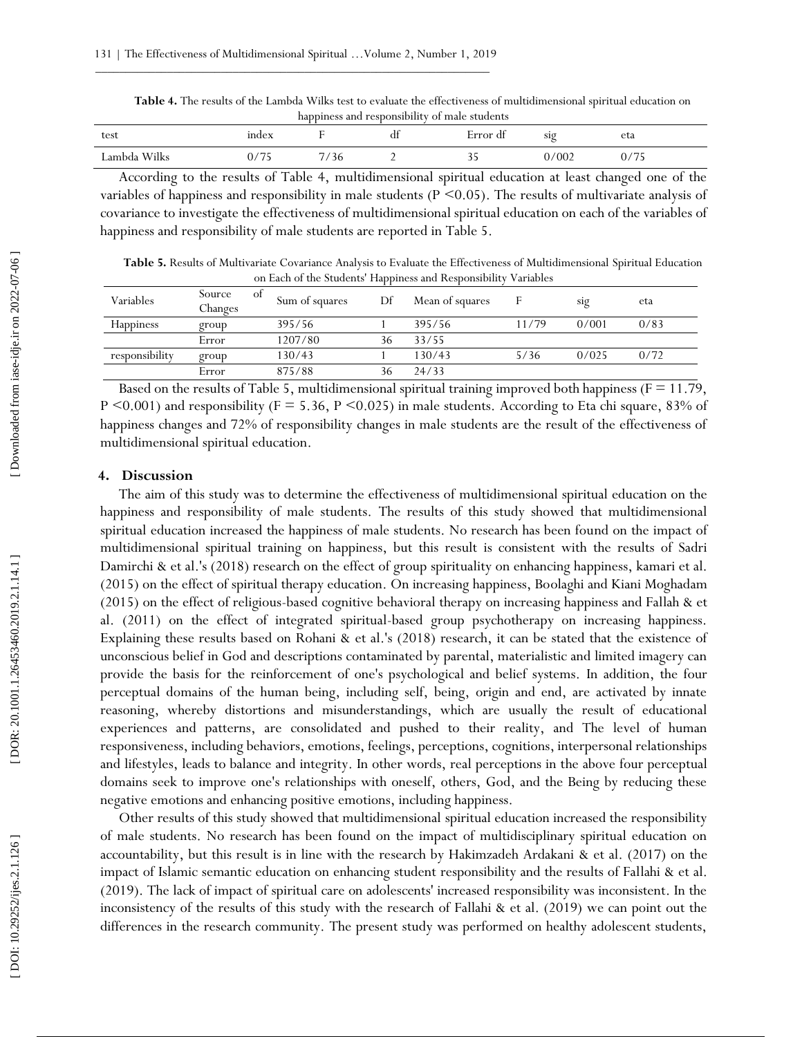**Table 4.** The results of the Lambda Wilks test to evaluate the effectiveness of multidimensional spiritual education on happiness and responsibility of male students

| test | index | F | df | Error df | sig | eta |
|---|---|---|---|---|---|---|
| Lambda Wilks | 0/75 | 7/36 | 2 | 35 | 0/002 | 0/75 |

According to the results of Table 4, multidimensional spiritual education at least changed one of the variables of happiness and responsibility in male students (P <0.05). The results of multivariate analysis of covariance to investigate the effectiveness of multidimensional spiritual education on each of the variables of happiness and responsibility of male students are reported in Table 5.

**Table 5.** Results of Multivariate Covariance Analysis to Evaluate the Effectiveness of Multidimensional Spiritual Education on Each of the Students' Happiness and Responsibility Variables

| Variables | Source of Changes | Sum of squares | Df | Mean of squares | F | sig | eta |
|---|---|---|---|---|---|---|---|
| Happiness | group | 395/56 | 1 | 395/56 | 11/79 | 0/001 | 0/83 |
| | Error | 1207/80 | 36 | 33/55 | | | |
| responsibility | group | 130/43 | 1 | 130/43 | 5/36 | 0/025 | 0/72 |
| | Error | 875/88 | 36 | 24/33 | | | |

Based on the results of Table 5, multidimensional spiritual training improved both happiness (F = 11.79, P <0.001) and responsibility (F = 5.36, P <0.025) in male students. According to Eta chi square, 83% of happiness changes and 72% of responsibility changes in male students are the result of the effectiveness of multidimensional spiritual education.

## 4. Discussion

The aim of this study was to determine the effectiveness of multidimensional spiritual education on the happiness and responsibility of male students. The results of this study showed that multidimensional spiritual education increased the happiness of male students. No research has been found on the impact of multidimensional spiritual training on happiness, but this result is consistent with the results of Sadri Damirchi & et al.'s (2018) research on the effect of group spirituality on enhancing happiness, kamari et al. (2015) on the effect of spiritual therapy education. On increasing happiness, Boolaghi and Kiani Moghadam (2015) on the effect of religious-based cognitive behavioral therapy on increasing happiness and Fallah & et al. (2011) on the effect of integrated spiritual-based group psychotherapy on increasing happiness. Explaining these results based on Rohani & et al.'s (2018) research, it can be stated that the existence of unconscious belief in God and descriptions contaminated by parental, materialistic and limited imagery can provide the basis for the reinforcement of one's psychological and belief systems. In addition, the four perceptual domains of the human being, including self, being, origin and end, are activated by innate reasoning, whereby distortions and misunderstandings, which are usually the result of educational experiences and patterns, are consolidated and pushed to their reality, and The level of human responsiveness, including behaviors, emotions, feelings, perceptions, cognitions, interpersonal relationships and lifestyles, leads to balance and integrity. In other words, real perceptions in the above four perceptual domains seek to improve one's relationships with oneself, others, God, and the Being by reducing these negative emotions and enhancing positive emotions, including happiness.

Other results of this study showed that multidimensional spiritual education increased the responsibility of male students. No research has been found on the impact of multidisciplinary spiritual education on accountability, but this result is in line with the research by Hakimzadeh Ardakani & et al. (2017) on the impact of Islamic semantic education on enhancing student responsibility and the results of Fallahi & et al. (2019). The lack of impact of spiritual care on adolescents' increased responsibility was inconsistent. In the inconsistency of the results of this study with the research of Fallahi & et al. (2019) we can point out the differences in the research community. The present study was performed on healthy adolescent students,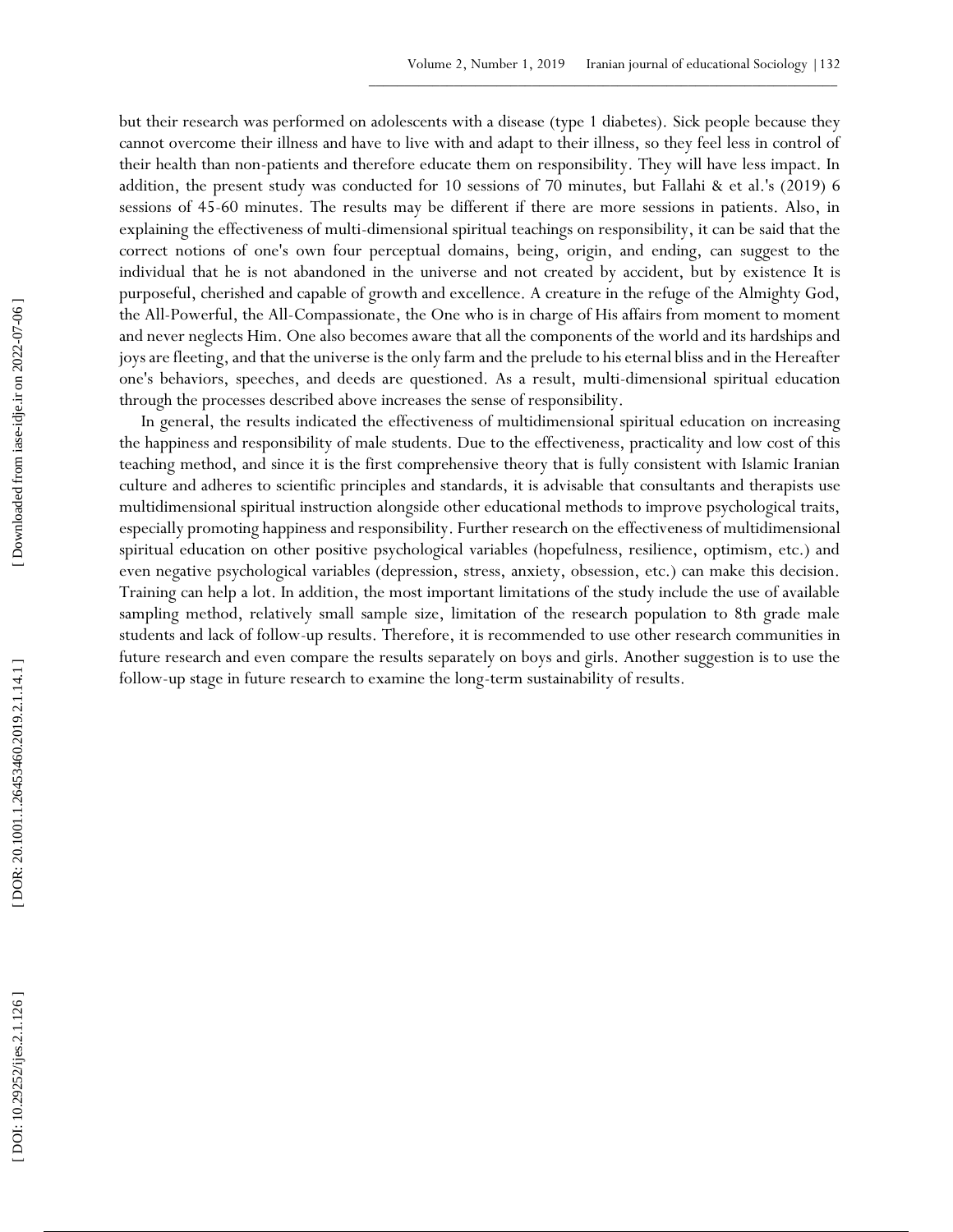but their research was performed on adolescents with a disease (type 1 diabetes). Sick people because they cannot overcome their illness and have to live with and adapt to their illness, so they feel less in control of their health than non-patients and therefore educate them on responsibility. They will have less impact. In addition, the present study was conducted for 10 sessions of 70 minutes, but Fallahi & et al.'s (2019) 6 sessions of 45-60 minutes. The results may be different if there are more sessions in patients. Also, in explaining the effectiveness of multi-dimensional spiritual teachings on responsibility, it can be said that the correct notions of one's own four perceptual domains, being, origin, and ending, can suggest to the individual that he is not abandoned in the universe and not created by accident, but by existence It is purposeful, cherished and capable of growth and excellence. A creature in the refuge of the Almighty God, the All-Powerful, the All-Compassionate, the One who is in charge of His affairs from moment to moment and never neglects Him. One also becomes aware that all the components of the world and its hardships and joys are fleeting, and that the universe is the only farm and the prelude to his eternal bliss and in the Hereafter one's behaviors, speeches, and deeds are questioned. As a result, multi-dimensional spiritual education through the processes described above increases the sense of responsibility.

In general, the results indicated the effectiveness of multidimensional spiritual education on increasing the happiness and responsibility of male students. Due to the effectiveness, practicality and low cost of this teaching method, and since it is the first comprehensive theory that is fully consistent with Islamic Iranian culture and adheres to scientific principles and standards, it is advisable that consultants and therapists use multidimensional spiritual instruction alongside other educational methods to improve psychological traits, especially promoting happiness and responsibility. Further research on the effectiveness of multidimensional spiritual education on other positive psychological variables (hopefulness, resilience, optimism, etc.) and even negative psychological variables (depression, stress, anxiety, obsession, etc.) can make this decision. Training can help a lot. In addition, the most important limitations of the study include the use of available sampling method, relatively small sample size, limitation of the research population to 8th grade male students and lack of follow-up results. Therefore, it is recommended to use other research communities in future research and even compare the results separately on boys and girls. Another suggestion is to use the follow-up stage in future research to examine the long-term sustainability of results.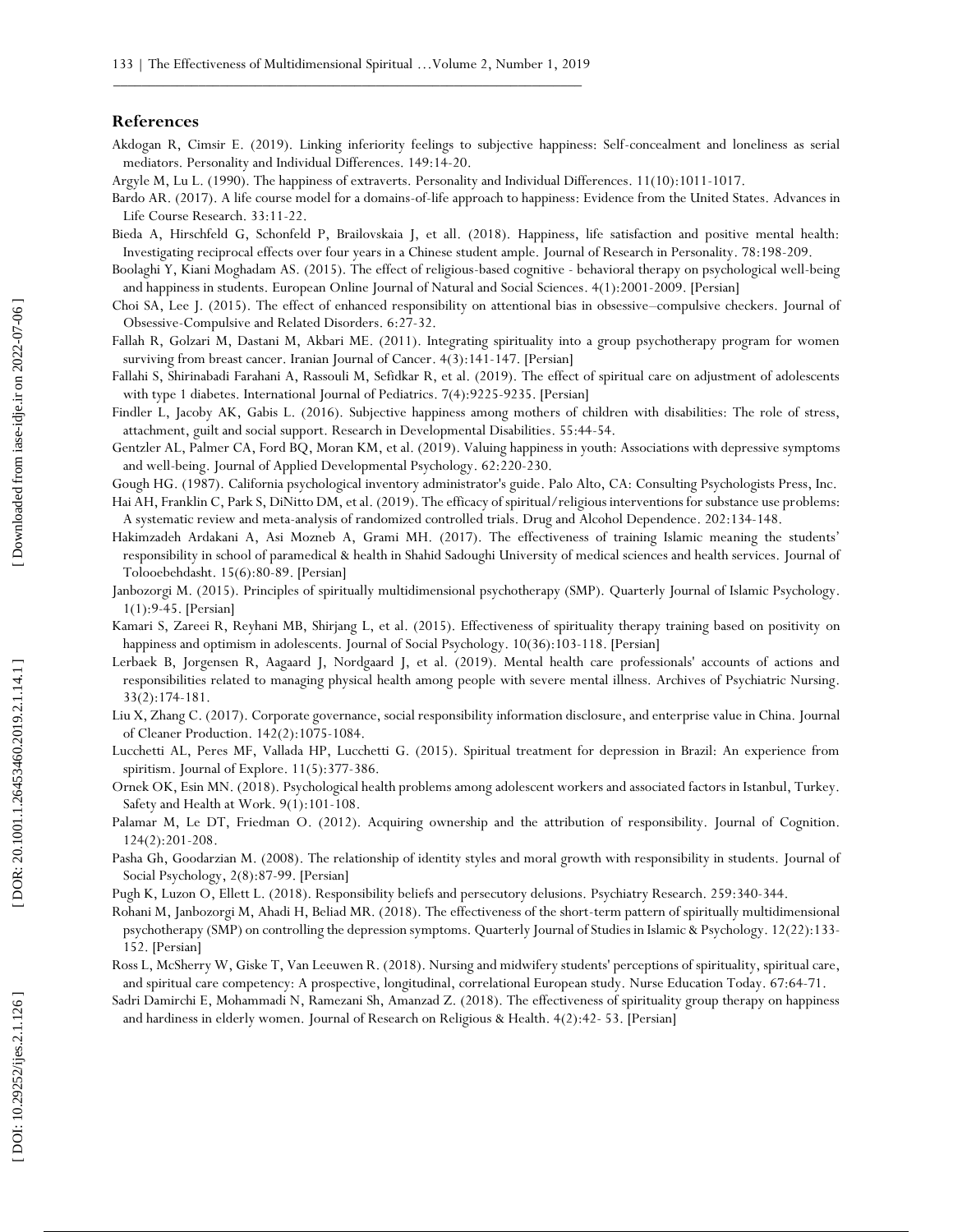## References

Akdogan R, Cimsir E. (2019). Linking inferiority feelings to subjective happiness: Self-concealment and loneliness as serial mediators. Personality and Individual Differences. 149:14-20.

Argyle M, Lu L. (1990). The happiness of extraverts. Personality and Individual Differences. 11(10):1011-1017.

Bardo AR. (2017). A life course model for a domains-of-life approach to happiness: Evidence from the United States. Advances in Life Course Research. 33:11-22.

Bieda A, Hirschfeld G, Schonfeld P, Brailovskaia J, et all. (2018). Happiness, life satisfaction and positive mental health: Investigating reciprocal effects over four years in a Chinese student ample. Journal of Research in Personality. 78:198-209.

Boolaghi Y, Kiani Moghadam AS. (2015). The effect of religious-based cognitive - behavioral therapy on psychological well-being and happiness in students. European Online Journal of Natural and Social Sciences. 4(1):2001-2009. [Persian]

Choi SA, Lee J. (2015). The effect of enhanced responsibility on attentional bias in obsessive–compulsive checkers. Journal of Obsessive-Compulsive and Related Disorders. 6:27-32.

Fallah R, Golzari M, Dastani M, Akbari ME. (2011). Integrating spirituality into a group psychotherapy program for women surviving from breast cancer. Iranian Journal of Cancer. 4(3):141-147. [Persian]

Fallahi S, Shirinabadi Farahani A, Rassouli M, Sefidkar R, et al. (2019). The effect of spiritual care on adjustment of adolescents with type 1 diabetes. International Journal of Pediatrics. 7(4):9225-9235. [Persian]

Findler L, Jacoby AK, Gabis L. (2016). Subjective happiness among mothers of children with disabilities: The role of stress, attachment, guilt and social support. Research in Developmental Disabilities. 55:44-54.

Gentzler AL, Palmer CA, Ford BQ, Moran KM, et al. (2019). Valuing happiness in youth: Associations with depressive symptoms and well-being. Journal of Applied Developmental Psychology. 62:220-230.

Gough HG. (1987). California psychological inventory administrator's guide. Palo Alto, CA: Consulting Psychologists Press, Inc.

Hai AH, Franklin C, Park S, DiNitto DM, et al. (2019). The efficacy of spiritual/religious interventions for substance use problems: A systematic review and meta-analysis of randomized controlled trials. Drug and Alcohol Dependence. 202:134-148.

Hakimzadeh Ardakani A, Asi Mozneb A, Grami MH. (2017). The effectiveness of training Islamic meaning the students' responsibility in school of paramedical & health in Shahid Sadoughi University of medical sciences and health services. Journal of Tolooebehdasht. 15(6):80-89. [Persian]

Janbozorgi M. (2015). Principles of spiritually multidimensional psychotherapy (SMP). Quarterly Journal of Islamic Psychology. 1(1):9-45. [Persian]

Kamari S, Zareei R, Reyhani MB, Shirjang L, et al. (2015). Effectiveness of spirituality therapy training based on positivity on happiness and optimism in adolescents. Journal of Social Psychology. 10(36):103-118. [Persian]

Lerbaek B, Jorgensen R, Aagaard J, Nordgaard J, et al. (2019). Mental health care professionals' accounts of actions and responsibilities related to managing physical health among people with severe mental illness. Archives of Psychiatric Nursing. 33(2):174-181.

Liu X, Zhang C. (2017). Corporate governance, social responsibility information disclosure, and enterprise value in China. Journal of Cleaner Production. 142(2):1075-1084.

Lucchetti AL, Peres MF, Vallada HP, Lucchetti G. (2015). Spiritual treatment for depression in Brazil: An experience from spiritism. Journal of Explore. 11(5):377-386.

Ornek OK, Esin MN. (2018). Psychological health problems among adolescent workers and associated factors in Istanbul, Turkey. Safety and Health at Work. 9(1):101-108.

Palamar M, Le DT, Friedman O. (2012). Acquiring ownership and the attribution of responsibility. Journal of Cognition. 124(2):201-208.

Pasha Gh, Goodarzian M. (2008). The relationship of identity styles and moral growth with responsibility in students. Journal of Social Psychology, 2(8):87-99. [Persian]

Pugh K, Luzon O, Ellett L. (2018). Responsibility beliefs and persecutory delusions. Psychiatry Research. 259:340-344.

Rohani M, Janbozorgi M, Ahadi H, Beliad MR. (2018). The effectiveness of the short-term pattern of spiritually multidimensional psychotherapy (SMP) on controlling the depression symptoms. Quarterly Journal of Studies in Islamic & Psychology. 12(22):133-152. [Persian]

Ross L, McSherry W, Giske T, Van Leeuwen R. (2018). Nursing and midwifery students' perceptions of spirituality, spiritual care, and spiritual care competency: A prospective, longitudinal, correlational European study. Nurse Education Today. 67:64-71.

Sadri Damirchi E, Mohammadi N, Ramezani Sh, Amanzad Z. (2018). The effectiveness of spirituality group therapy on happiness and hardiness in elderly women. Journal of Research on Religious & Health. 4(2):42- 53. [Persian]